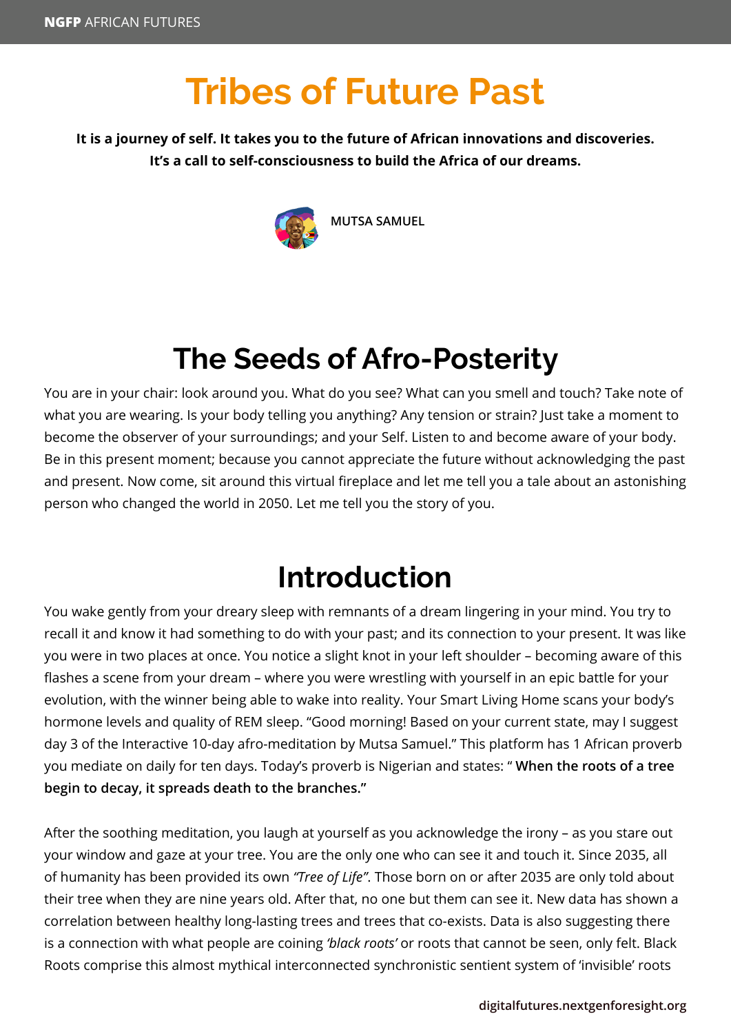# Tribes of Future Past

**It is a journey of self. It takes you to the future of African innovations and discoveries. It's a call to self-consciousness to build the Africa of our dreams.**

MUTSA SAMUEL

## The Seeds of Afro-Posterity

You are in your chair: look around you. What do you see? What can you smell and touch? Take note of what you are wearing. Is your body telling you anything? Any tension or strain? Just take a moment to become the observer of your surroundings; and your Self. Listen to and become aware of your body. Be in this present moment; because you cannot appreciate the future without acknowledging the past and present. Now come, sit around this virtual fireplace and let me tell you a tale about an astonishing person who changed the world in 2050. Let me tell you the story of you.

## Introduction

You wake gently from your dreary sleep with remnants of a dream lingering in your mind. You try to recall it and know it had something to do with your past; and its connection to your present. It was like you were in two places at once. You notice a slight knot in your left shoulder – becoming aware of this flashes a scene from your dream – where you were wrestling with yourself in an epic battle for your evolution, with the winner being able to wake into reality. Your Smart Living Home scans your body's hormone levels and quality of REM sleep. "Good morning! Based on your current state, may I suggest day 3 of the Interactive 10-day afro-meditation by Mutsa Samuel." This platform has 1 African proverb you mediate on daily for ten days. Today's proverb is Nigerian and states: " **When the roots of a tree begin to decay, it spreads death to the branches."**

After the soothing meditation, you laugh at yourself as you acknowledge the irony – as you stare out your window and gaze at your tree. You are the only one who can see it and touch it. Since 2035, all of humanity has been provided its own *"Tree of Life"*. Those born on or after 2035 are only told about their tree when they are nine years old. After that, no one but them can see it. New data has shown a correlation between healthy long-lasting trees and trees that co-exists. Data is also suggesting there is a connection with what people are coining *'black roots'* or roots that cannot be seen, only felt. Black Roots comprise this almost mythical interconnected synchronistic sentient system of 'invisible' roots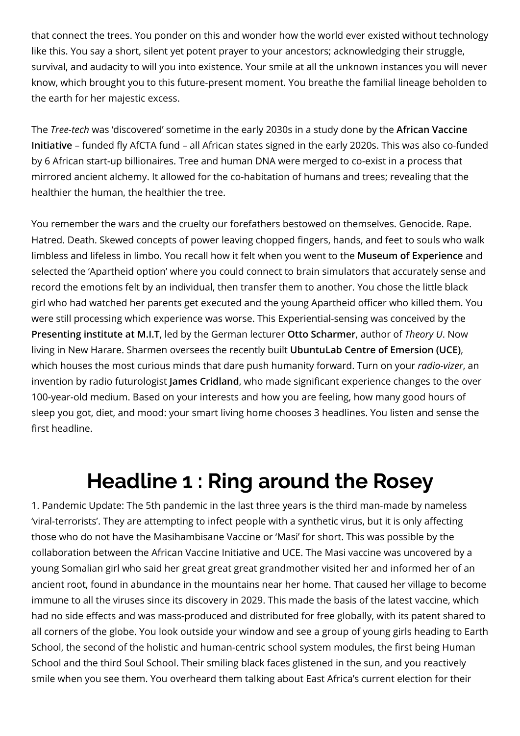that connect the trees. You ponder on this and wonder how the world ever existed without technology like this. You say a short, silent yet potent prayer to your ancestors; acknowledging their struggle, survival, and audacity to will you into existence. Your smile at all the unknown instances you will never know, which brought you to this future-present moment. You breathe the familial lineage beholden to the earth for her majestic excess.

The *Tree-tech* was 'discovered' sometime in the early 2030s in a study done by the **African Vaccine Initiative** – funded fly AfCTA fund – all African states signed in the early 2020s. This was also co-funded by 6 African start-up billionaires. Tree and human DNA were merged to co-exist in a process that mirrored ancient alchemy. It allowed for the co-habitation of humans and trees; revealing that the healthier the human, the healthier the tree.

You remember the wars and the cruelty our forefathers bestowed on themselves. Genocide. Rape. Hatred. Death. Skewed concepts of power leaving chopped fingers, hands, and feet to souls who walk limbless and lifeless in limbo. You recall how it felt when you went to the **Museum of Experience** and selected the 'Apartheid option' where you could connect to brain simulators that accurately sense and record the emotions felt by an individual, then transfer them to another. You chose the little black girl who had watched her parents get executed and the young Apartheid officer who killed them. You were still processing which experience was worse. This Experiential-sensing was conceived by the **Presenting institute at M.I.T**, led by the German lecturer **Otto Scharmer**, author of *Theory U*. Now living in New Harare. Sharmen oversees the recently built **UbuntuLab Centre of Emersion (UCE)**, which houses the most curious minds that dare push humanity forward. Turn on your *radio-vizer*, an invention by radio futurologist **James Cridland**, who made significant experience changes to the over 100-year-old medium. Based on your interests and how you are feeling, how many good hours of sleep you got, diet, and mood: your smart living home chooses 3 headlines. You listen and sense the first headline.

# Headline 1 : Ring around the Rosey

1. Pandemic Update: The 5th pandemic in the last three years is the third man-made by nameless 'viral-terrorists'. They are attempting to infect people with a synthetic virus, but it is only affecting those who do not have the Masihambisane Vaccine or 'Masi' for short. This was possible by the collaboration between the African Vaccine Initiative and UCE. The Masi vaccine was uncovered by a young Somalian girl who said her great great great grandmother visited her and informed her of an ancient root, found in abundance in the mountains near her home. That caused her village to become immune to all the viruses since its discovery in 2029. This made the basis of the latest vaccine, which had no side effects and was mass-produced and distributed for free globally, with its patent shared to all corners of the globe. You look outside your window and see a group of young girls heading to Earth School, the second of the holistic and human-centric school system modules, the first being Human School and the third Soul School. Their smiling black faces glistened in the sun, and you reactively smile when you see them. You overheard them talking about East Africa's current election for their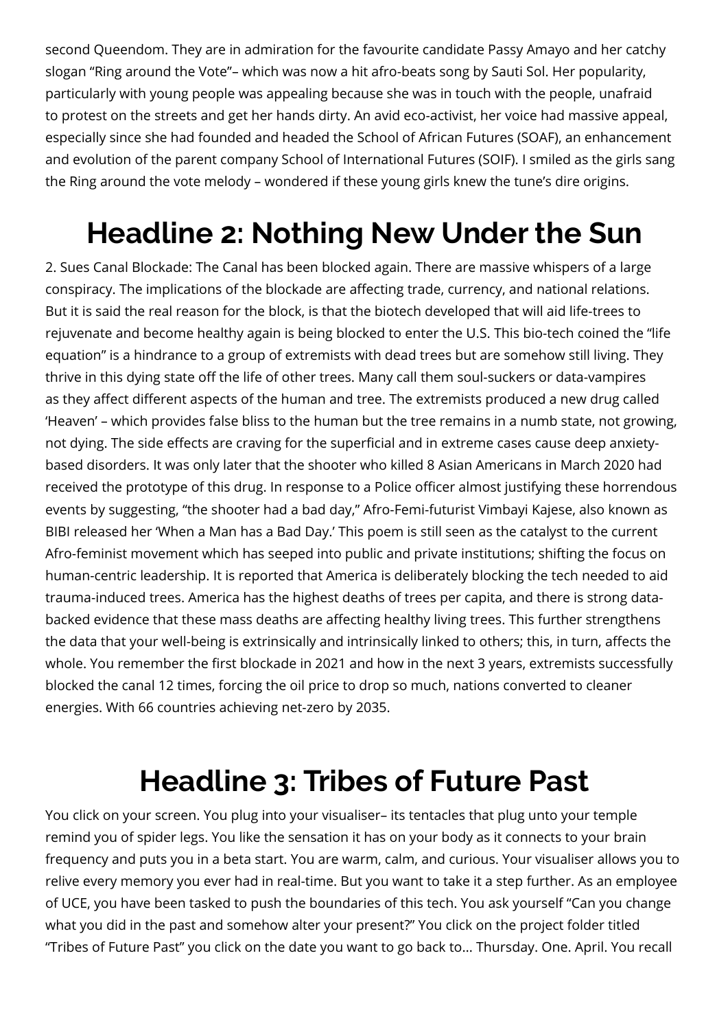second Queendom. They are in admiration for the favourite candidate Passy Amayo and her catchy slogan "Ring around the Vote"– which was now a hit afro-beats song by Sauti Sol. Her popularity, particularly with young people was appealing because she was in touch with the people, unafraid to protest on the streets and get her hands dirty. An avid eco-activist, her voice had massive appeal, especially since she had founded and headed the School of African Futures (SOAF), an enhancement and evolution of the parent company School of International Futures (SOIF). I smiled as the girls sang the Ring around the vote melody – wondered if these young girls knew the tune's dire origins.

# Headline 2: Nothing New Under the Sun

2. Sues Canal Blockade: The Canal has been blocked again. There are massive whispers of a large conspiracy. The implications of the blockade are affecting trade, currency, and national relations. But it is said the real reason for the block, is that the biotech developed that will aid life-trees to rejuvenate and become healthy again is being blocked to enter the U.S. This bio-tech coined the "life equation" is a hindrance to a group of extremists with dead trees but are somehow still living. They thrive in this dying state off the life of other trees. Many call them soul-suckers or data-vampires as they affect different aspects of the human and tree. The extremists produced a new drug called 'Heaven' – which provides false bliss to the human but the tree remains in a numb state, not growing, not dying. The side effects are craving for the superficial and in extreme cases cause deep anxiety-based disorders. It was only later that the shooter who killed 8 Asian Americans in March 2020 had received the prototype of this drug. In response to a Police officer almost justifying these horrendous events by suggesting, "the shooter had a bad day," Afro-Femi-futurist Vimbayi Kajese, also known as BIBI released her 'When a Man has a Bad Day.' This poem is still seen as the catalyst to the current Afro-feminist movement which has seeped into public and private institutions; shifting the focus on human-centric leadership. It is reported that America is deliberately blocking the tech needed to aid trauma-induced trees. America has the highest deaths of trees per capita, and there is strong data-backed evidence that these mass deaths are affecting healthy living trees. This further strengthens the data that your well-being is extrinsically and intrinsically linked to others; this, in turn, affects the whole. You remember the first blockade in 2021 and how in the next 3 years, extremists successfully blocked the canal 12 times, forcing the oil price to drop so much, nations converted to cleaner energies. With 66 countries achieving net-zero by 2035.

# Headline 3: Tribes of Future Past

You click on your screen. You plug into your visualiser– its tentacles that plug unto your temple remind you of spider legs. You like the sensation it has on your body as it connects to your brain frequency and puts you in a beta start. You are warm, calm, and curious. Your visualiser allows you to relive every memory you ever had in real-time. But you want to take it a step further. As an employee of UCE, you have been tasked to push the boundaries of this tech. You ask yourself "Can you change what you did in the past and somehow alter your present?" You click on the project folder titled "Tribes of Future Past" you click on the date you want to go back to… Thursday. One. April. You recall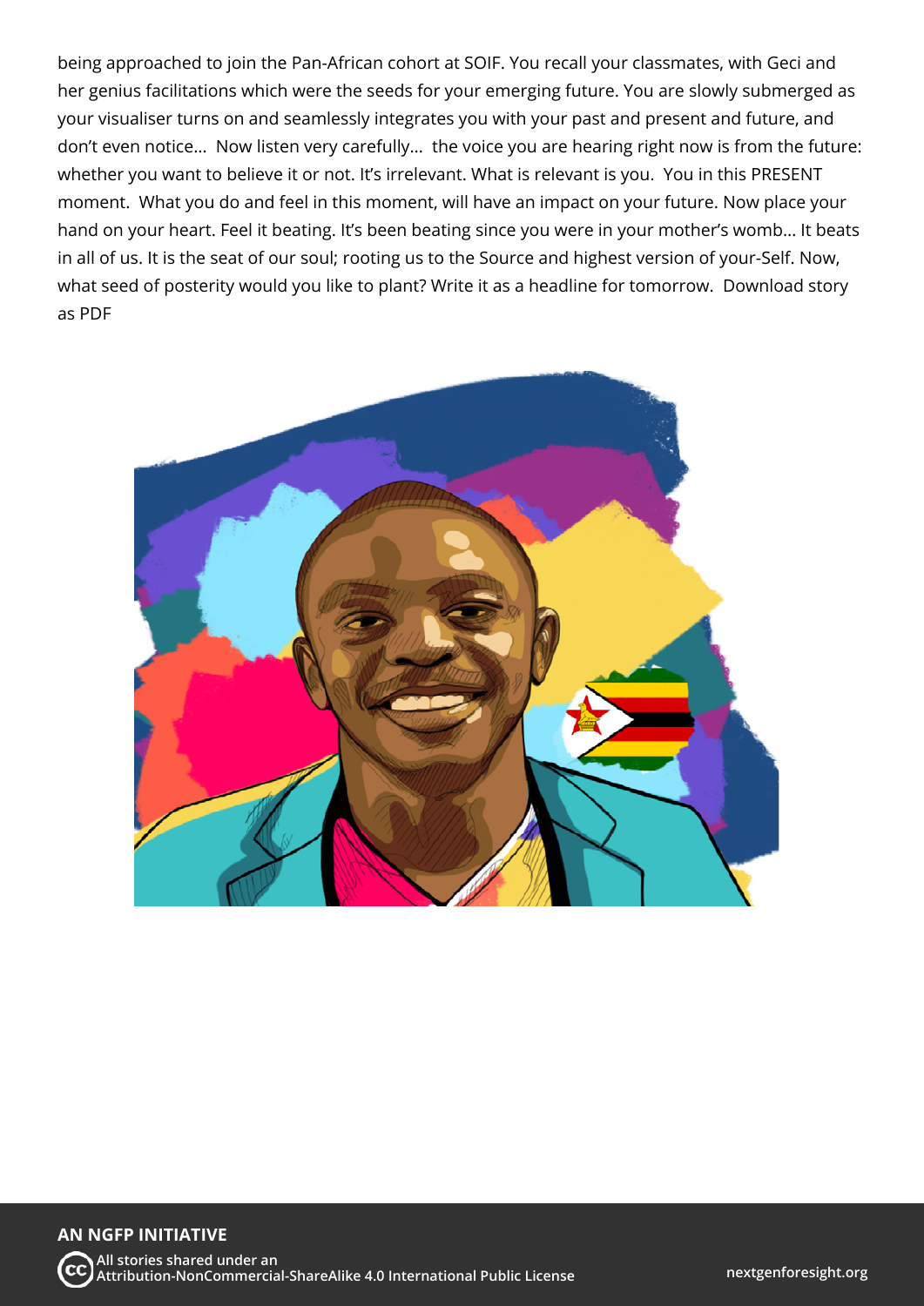being approached to join the Pan-African cohort at SOIF. You recall your classmates, with Geci and her genius facilitations which were the seeds for your emerging future. You are slowly submerged as your visualiser turns on and seamlessly integrates you with your past and present and future, and don't even notice... Now listen very carefully... the voice you are hearing right now is from the future: whether you want to believe it or not. It's irrelevant. What is relevant is you. You in this PRESENT moment. What you do and feel in this moment, will have an impact on your future. Now place your hand on your heart. Feel it beating. It's been beating since you were in your mother's womb... It beats in all of us. It is the seat of our soul; rooting us to the Source and highest version of your-Self. Now, what seed of posterity would you like to plant? Write it as a headline for tomorrow. Download story as PDF

**AN NGFP INITIATIVE**

All stories shared under an Attribution-NonCommercial-ShareAlike 4.0 International Public License

nextgenforesight.org